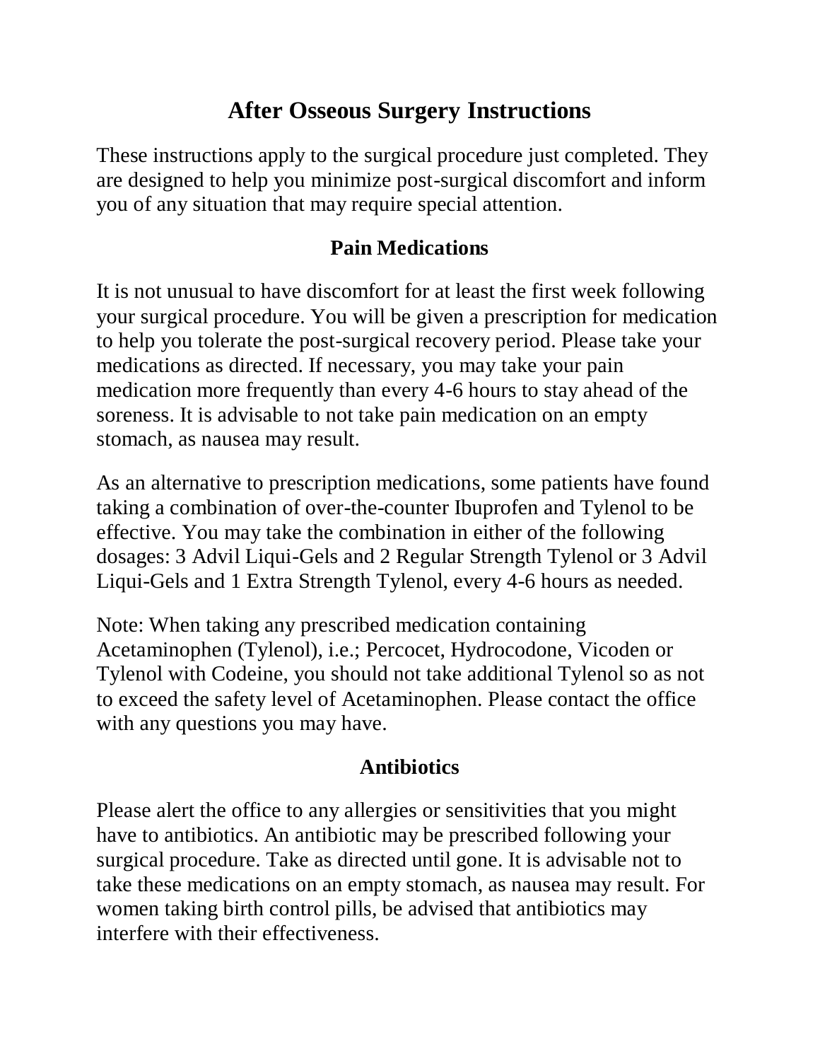# After Osseous Surgery Instructions

These instructions apply to the surgical procedure just completed. They are designed to help you minimize post-surgical discomfort and inform you of any situation that may require special attention.

## Pain Medications

It is not unusual to have discomfort for at least the first week following your surgical procedure. You will be given a prescription for medication to help you tolerate the post-surgical recovery period. Please take your medications as directed. If necessary, you may take your pain medication more frequently than every 4-6 hours to stay ahead of the soreness. It is advisable to not take pain medication on an empty stomach, as nausea may result.

As an alternative to prescription medications, some patients have found taking a combination of over-the-counter Ibuprofen and Tylenol to be effective. You may take the combination in either of the following dosages: 3 Advil Liqui-Gels and 2 Regular Strength Tylenol or 3 Advil Liqui-Gels and 1 Extra Strength Tylenol, every 4-6 hours as needed.

Note: When taking any prescribed medication containing Acetaminophen (Tylenol), i.e.; Percocet, Hydrocodone, Vicoden or Tylenol with Codeine, you should not take additional Tylenol so as not to exceed the safety level of Acetaminophen. Please contact the office with any questions you may have.

## Antibiotics

Please alert the office to any allergies or sensitivities that you might have to antibiotics. An antibiotic may be prescribed following your surgical procedure. Take as directed until gone. It is advisable not to take these medications on an empty stomach, as nausea may result. For women taking birth control pills, be advised that antibiotics may interfere with their effectiveness.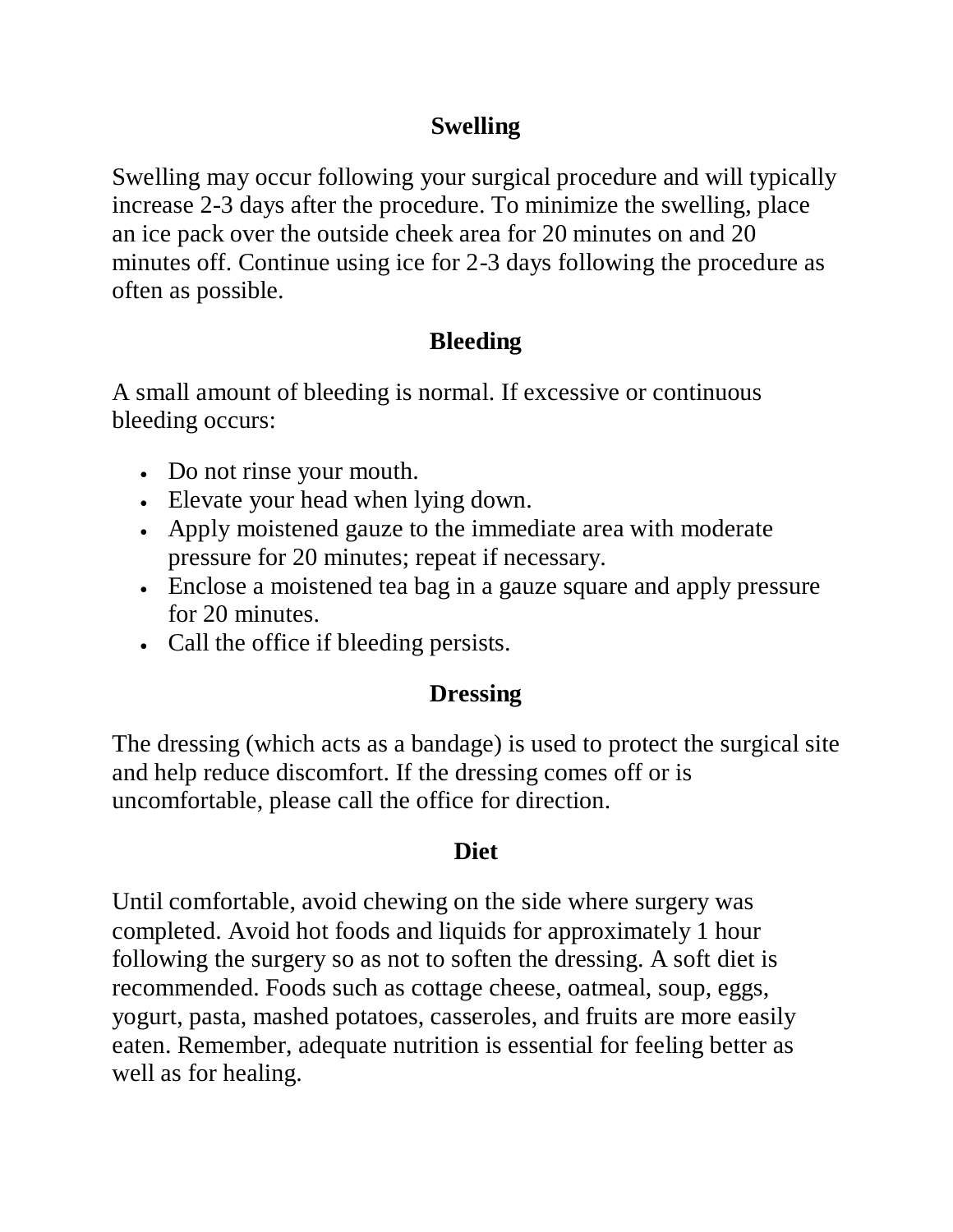## Swelling

Swelling may occur following your surgical procedure and will typically increase 2-3 days after the procedure. To minimize the swelling, place an ice pack over the outside cheek area for 20 minutes on and 20 minutes off. Continue using ice for 2-3 days following the procedure as often as possible.

## Bleeding

A small amount of bleeding is normal. If excessive or continuous bleeding occurs:

- Do not rinse your mouth.
- Elevate your head when lying down.
- Apply moistened gauze to the immediate area with moderate pressure for 20 minutes; repeat if necessary.
- Enclose a moistened tea bag in a gauze square and apply pressure for 20 minutes.
- Call the office if bleeding persists.

## Dressing

The dressing (which acts as a bandage) is used to protect the surgical site and help reduce discomfort. If the dressing comes off or is uncomfortable, please call the office for direction.

## Diet

Until comfortable, avoid chewing on the side where surgery was completed. Avoid hot foods and liquids for approximately 1 hour following the surgery so as not to soften the dressing. A soft diet is recommended. Foods such as cottage cheese, oatmeal, soup, eggs, yogurt, pasta, mashed potatoes, casseroles, and fruits are more easily eaten. Remember, adequate nutrition is essential for feeling better as well as for healing.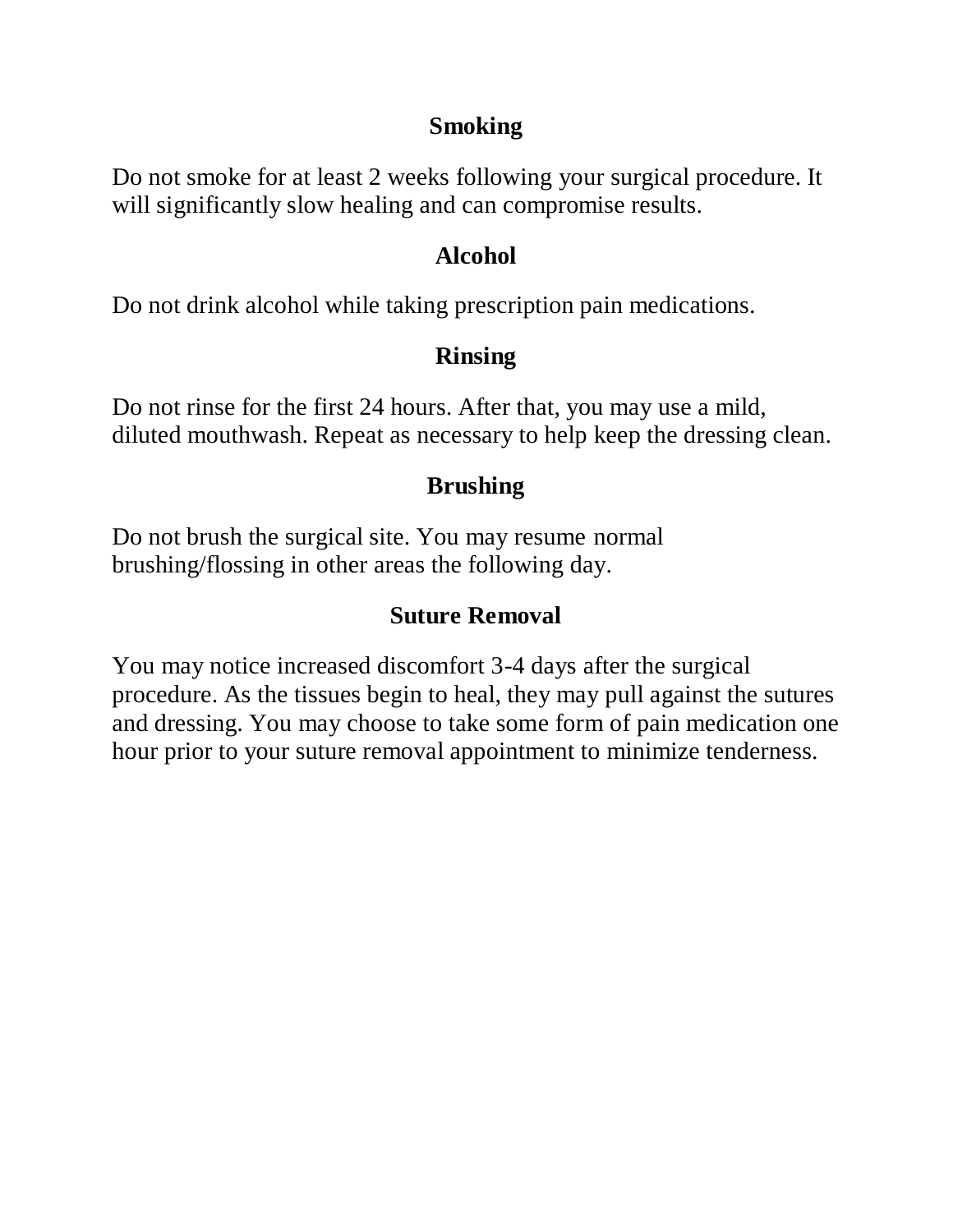## Smoking

Do not smoke for at least 2 weeks following your surgical procedure. It will significantly slow healing and can compromise results.

## Alcohol

Do not drink alcohol while taking prescription pain medications.

## Rinsing

Do not rinse for the first 24 hours. After that, you may use a mild, diluted mouthwash. Repeat as necessary to help keep the dressing clean.

## Brushing

Do not brush the surgical site. You may resume normal brushing/flossing in other areas the following day.

## Suture Removal

You may notice increased discomfort 3-4 days after the surgical procedure. As the tissues begin to heal, they may pull against the sutures and dressing. You may choose to take some form of pain medication one hour prior to your suture removal appointment to minimize tenderness.